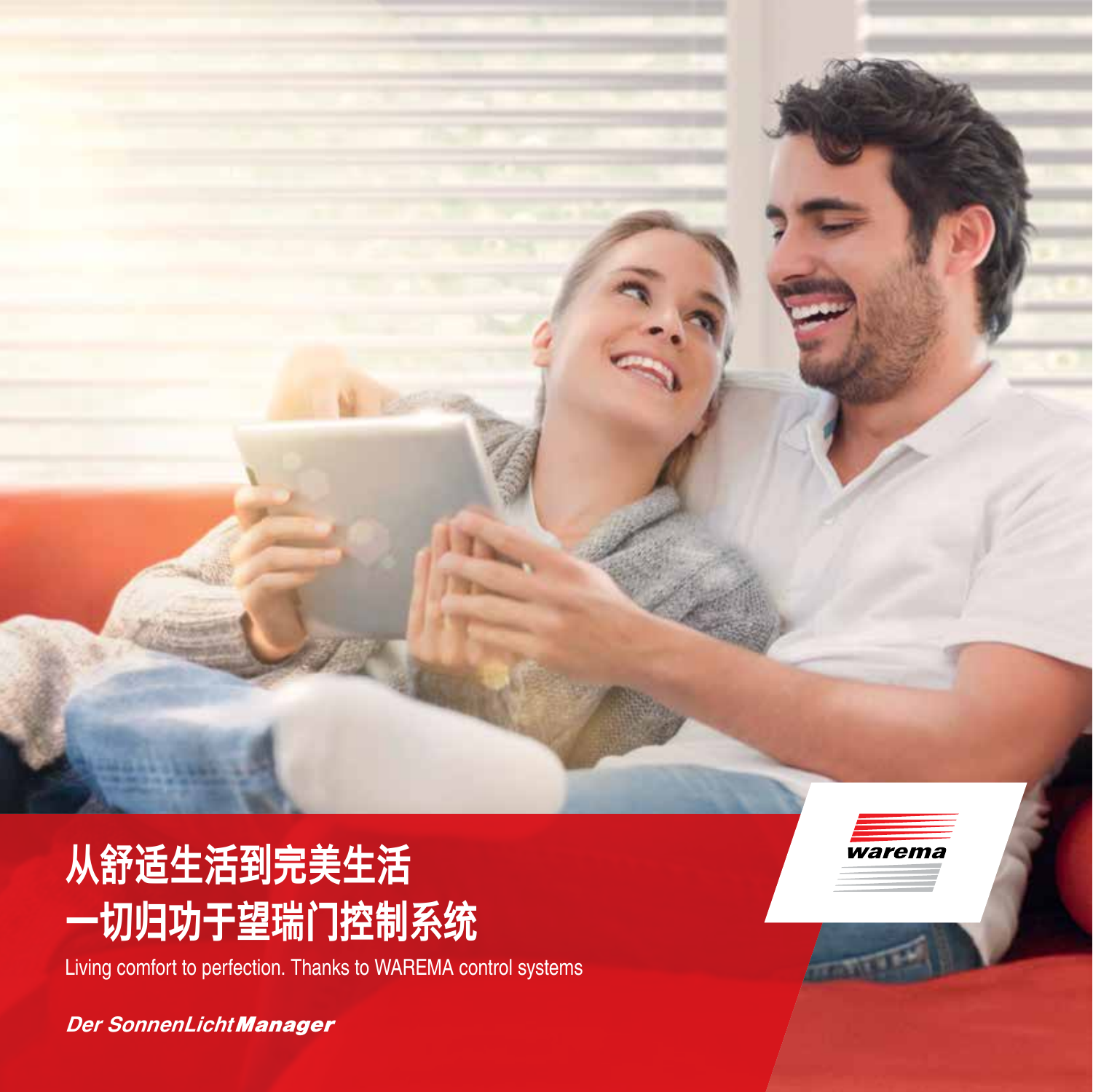# 从舒适生活到完美生活
# 一切归功于望瑞门控制系统

Living comfort to perfection. Thanks to WAREMA control systems

*Der SonnenLicht**Manager***

warema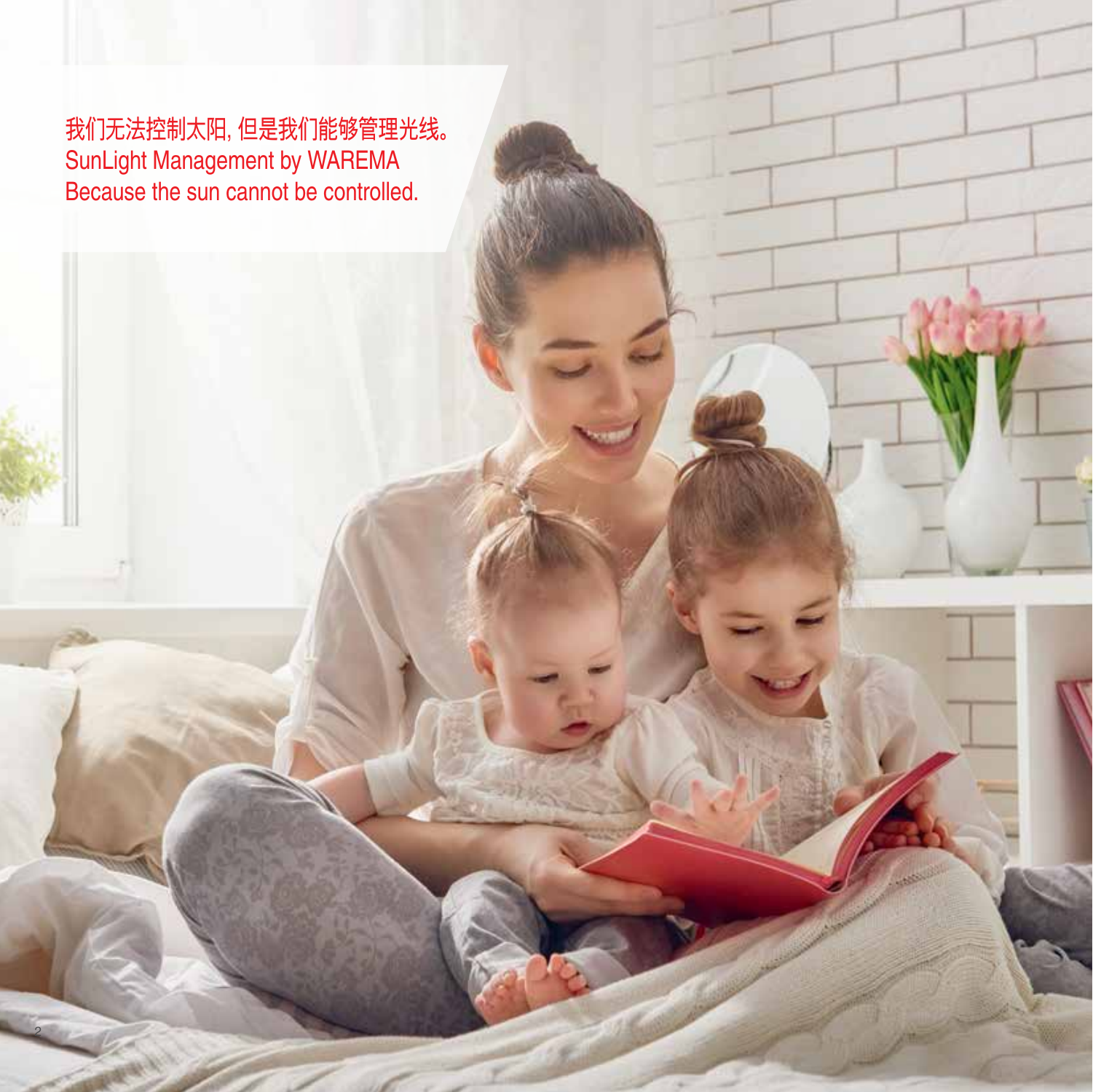我们无法控制太阳, 但是我们能够管理光线。
SunLight Management by WAREMA
Because the sun cannot be controlled.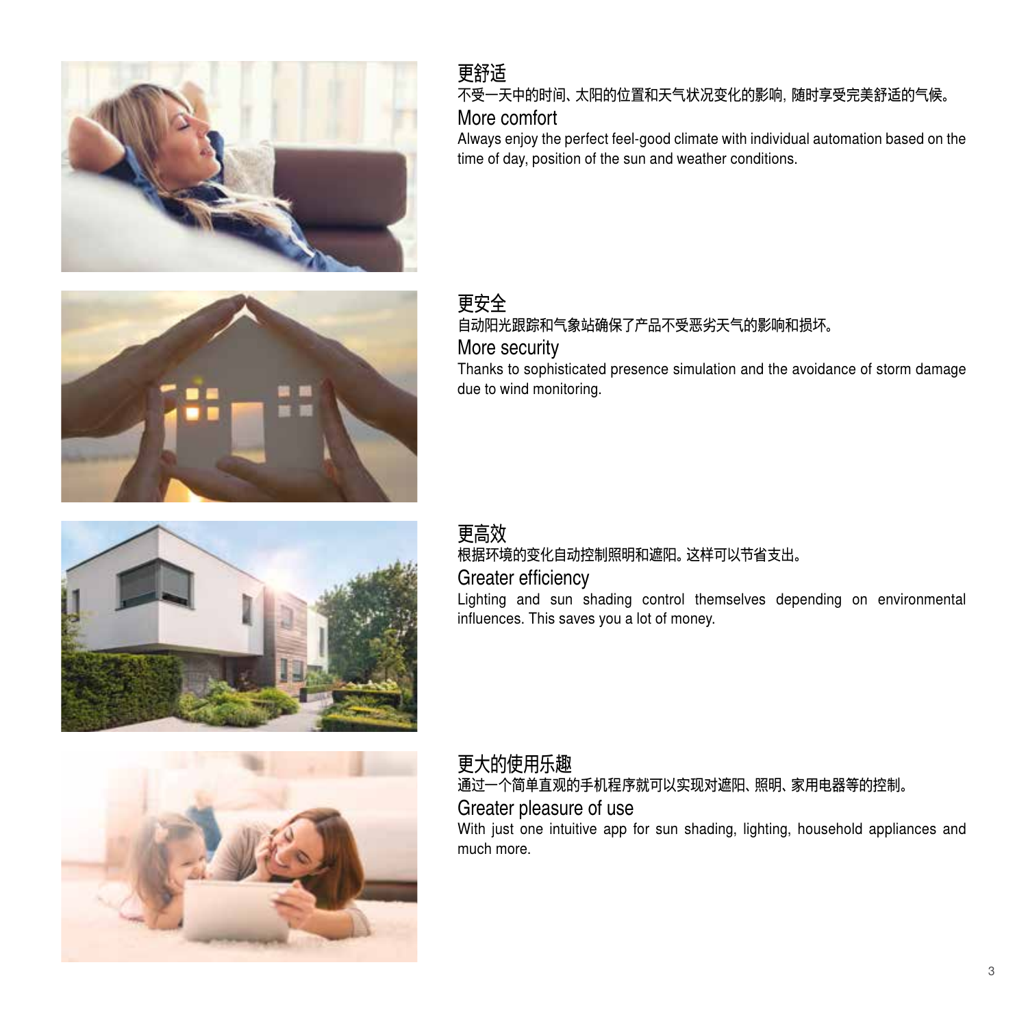## 更舒适

不受一天中的时间、太阳的位置和天气状况变化的影响，随时享受完美舒适的气候。

## More comfort

Always enjoy the perfect feel-good climate with individual automation based on the time of day, position of the sun and weather conditions.

## 更安全

自动阳光跟踪和气象站确保了产品不受恶劣天气的影响和损坏。

## More security

Thanks to sophisticated presence simulation and the avoidance of storm damage due to wind monitoring.

## 更高效

根据环境的变化自动控制照明和遮阳。这样可以节省支出。

## Greater efficiency

Lighting and sun shading control themselves depending on environmental influences. This saves you a lot of money.

## 更大的使用乐趣

通过一个简单直观的手机程序就可以实现对遮阳、照明、家用电器等的控制。

## Greater pleasure of use

With just one intuitive app for sun shading, lighting, household appliances and much more.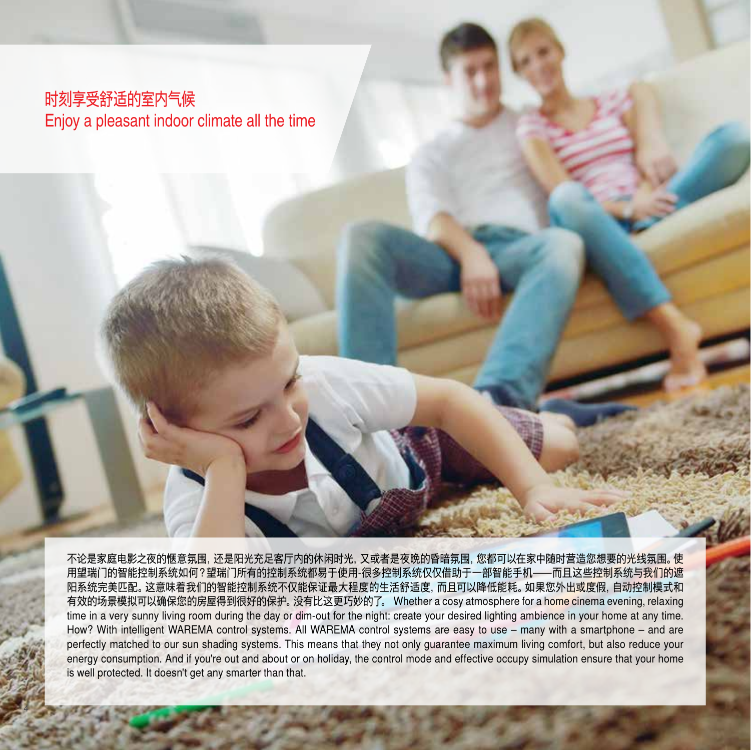## 时刻享受舒适的室内气候
## Enjoy a pleasant indoor climate all the time

不论是家庭电影之夜的惬意氛围，还是阳光充足客厅内的休闲时光，又或者是夜晚的昏暗氛围，您都可以在家中随时营造您想要的光线氛围。使用望瑞门的智能控制系统如何？望瑞门所有的控制系统都易于使用-很多控制系统仅仅借助于一部智能手机——而且这些控制系统与我们的遮阳系统完美匹配。这意味着我们的智能控制系统不仅能保证最大程度的生活舒适度，而且可以降低能耗。如果您外出或度假，自动控制模式和有效的场景模拟可以确保您的房屋得到很好的保护。没有比这更巧妙的了。 Whether a cosy atmosphere for a home cinema evening, relaxing time in a very sunny living room during the day or dim-out for the night: create your desired lighting ambience in your home at any time. How? With intelligent WAREMA control systems. All WAREMA control systems are easy to use – many with a smartphone – and are perfectly matched to our sun shading systems. This means that they not only guarantee maximum living comfort, but also reduce your energy consumption. And if you're out and about or on holiday, the control mode and effective occupy simulation ensure that your home is well protected. It doesn't get any smarter than that.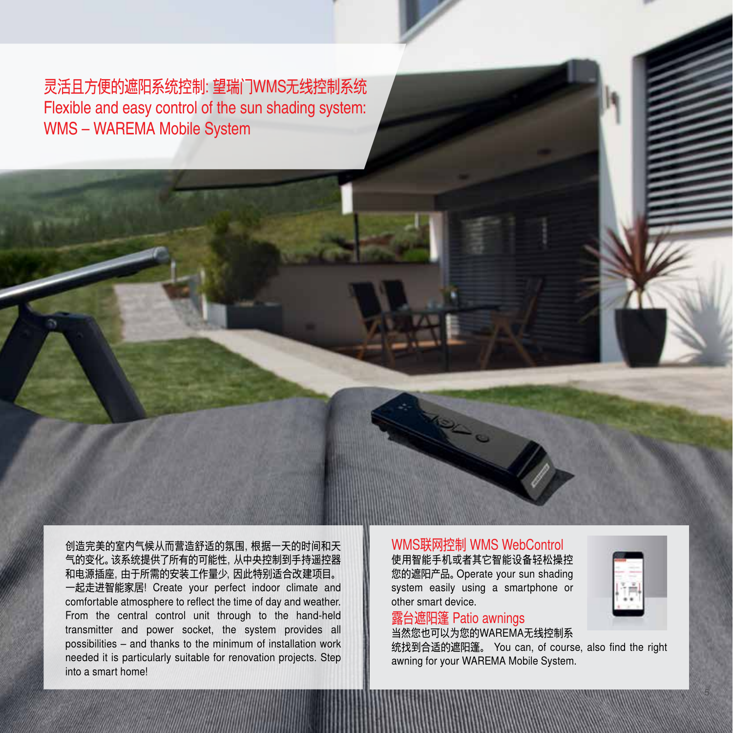# 灵活且方便的遮阳系统控制: 望瑞门WMS无线控制系统
# Flexible and easy control of the sun shading system: WMS – WAREMA Mobile System

创造完美的室内气候从而营造舒适的氛围, 根据一天的时间和天气的变化。该系统提供了所有的可能性, 从中央控制到手持遥控器和电源插座, 由于所需的安装工作量少, 因此特别适合改建项目。一起走进智能家居! Create your perfect indoor climate and comfortable atmosphere to reflect the time of day and weather. From the central control unit through to the hand-held transmitter and power socket, the system provides all possibilities – and thanks to the minimum of installation work needed it is particularly suitable for renovation projects. Step into a smart home!

## WMS联网控制 WMS WebControl

使用智能手机或者其它智能设备轻松操控您的遮阳产品。Operate your sun shading system easily using a smartphone or other smart device.

## 露台遮阳篷 Patio awnings

当然您也可以为您的WAREMA无线控制系统找到合适的遮阳篷。 You can, of course, also find the right awning for your WAREMA Mobile System.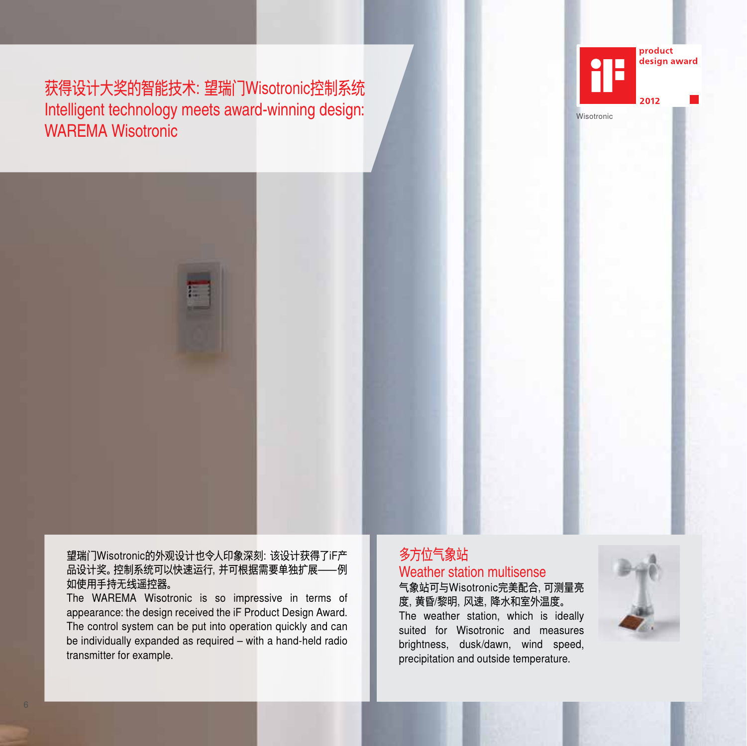# 获得设计大奖的智能技术: 望瑞门Wisotronic控制系统
# Intelligent technology meets award-winning design: WAREMA Wisotronic

product design award 2012

Wisotronic

望瑞门Wisotronic的外观设计也令人印象深刻: 该设计获得了iF产品设计奖。控制系统可以快速运行, 并可根据需要单独扩展——例如使用手持无线遥控器。

The WAREMA Wisotronic is so impressive in terms of appearance: the design received the iF Product Design Award. The control system can be put into operation quickly and can be individually expanded as required – with a hand-held radio transmitter for example.

## 多方位气象站
## Weather station multisense

气象站可与Wisotronic完美配合, 可测量亮度, 黄昏/黎明, 风速, 降水和室外温度。

The weather station, which is ideally suited for Wisotronic and measures brightness, dusk/dawn, wind speed, precipitation and outside temperature.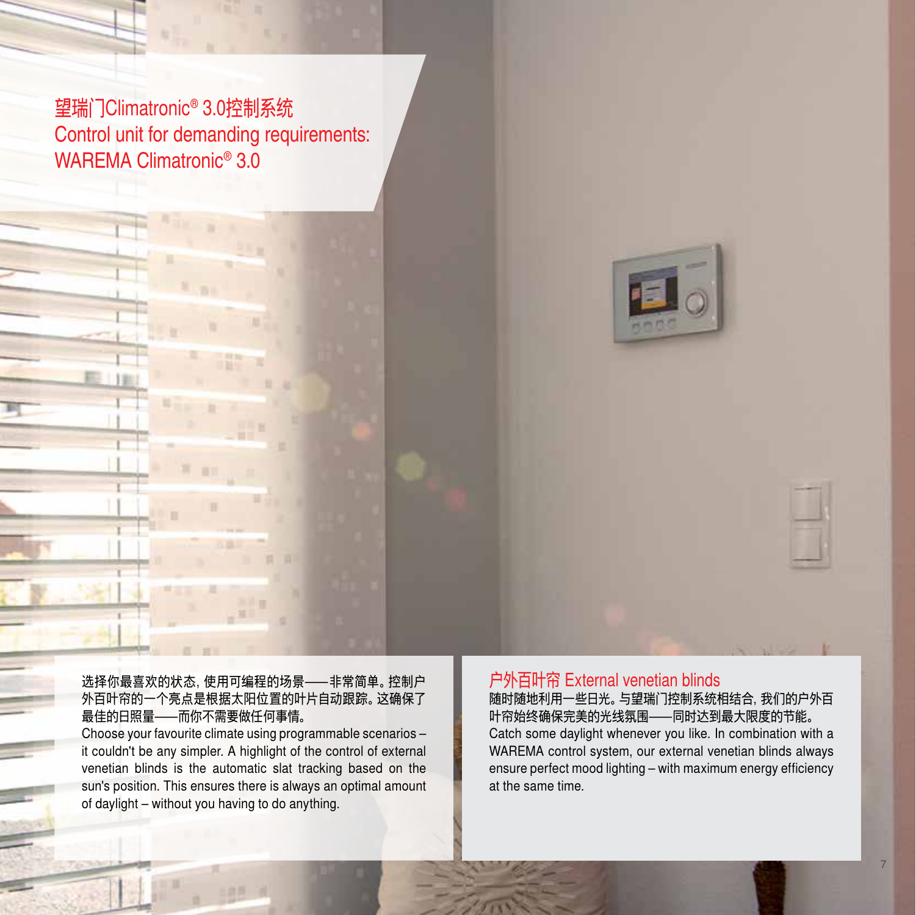# 望瑞门Climatronic® 3.0控制系统
# Control unit for demanding requirements: WAREMA Climatronic® 3.0

选择你最喜欢的状态，使用可编程的场景——非常简单。控制户外百叶帘的一个亮点是根据太阳位置的叶片自动跟踪。这确保了最佳的日照量——而你不需要做任何事情。

Choose your favourite climate using programmable scenarios – it couldn't be any simpler. A highlight of the control of external venetian blinds is the automatic slat tracking based on the sun's position. This ensures there is always an optimal amount of daylight – without you having to do anything.

## 户外百叶帘 External venetian blinds

随时随地利用一些日光。与望瑞门控制系统相结合，我们的户外百叶帘始终确保完美的光线氛围——同时达到最大限度的节能。

Catch some daylight whenever you like. In combination with a WAREMA control system, our external venetian blinds always ensure perfect mood lighting – with maximum energy efficiency at the same time.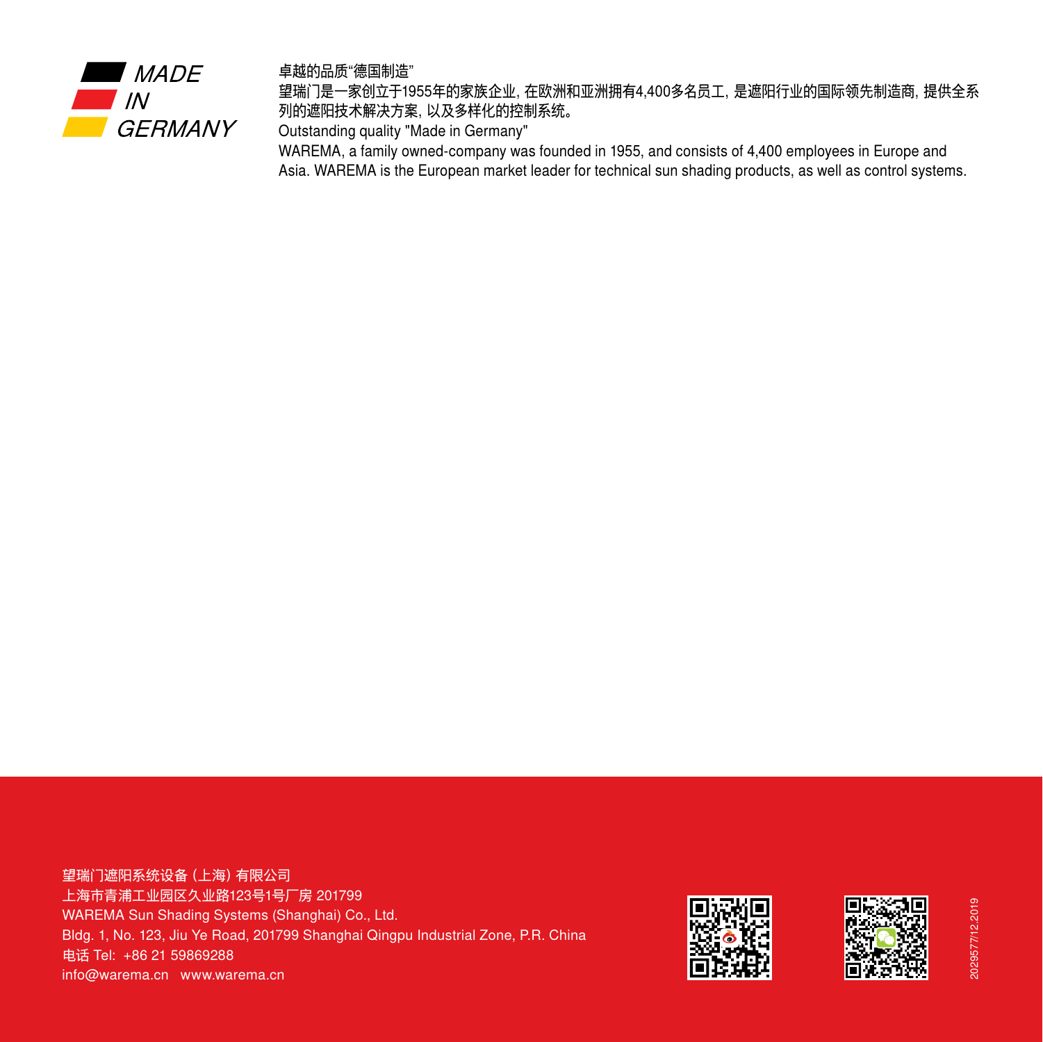MADE
IN
GERMANY

卓越的品质“德国制造”

望瑞门是一家创立于1955年的家族企业, 在欧洲和亚洲拥有4,400多名员工, 是遮阳行业的国际领先制造商, 提供全系列的遮阳技术解决方案, 以及多样化的控制系统。

Outstanding quality "Made in Germany"

WAREMA, a family owned-company was founded in 1955, and consists of 4,400 employees in Europe and Asia. WAREMA is the European market leader for technical sun shading products, as well as control systems.

望瑞门遮阳系统设备 (上海) 有限公司
上海市青浦工业园区久业路123号1号厂房 201799
WAREMA Sun Shading Systems (Shanghai) Co., Ltd.
Bldg. 1, No. 123, Jiu Ye Road, 201799 Shanghai Qingpu Industrial Zone, P.R. China
电话 Tel: +86 21 59869288
info@warema.cn www.warema.cn

2029577/12.2019